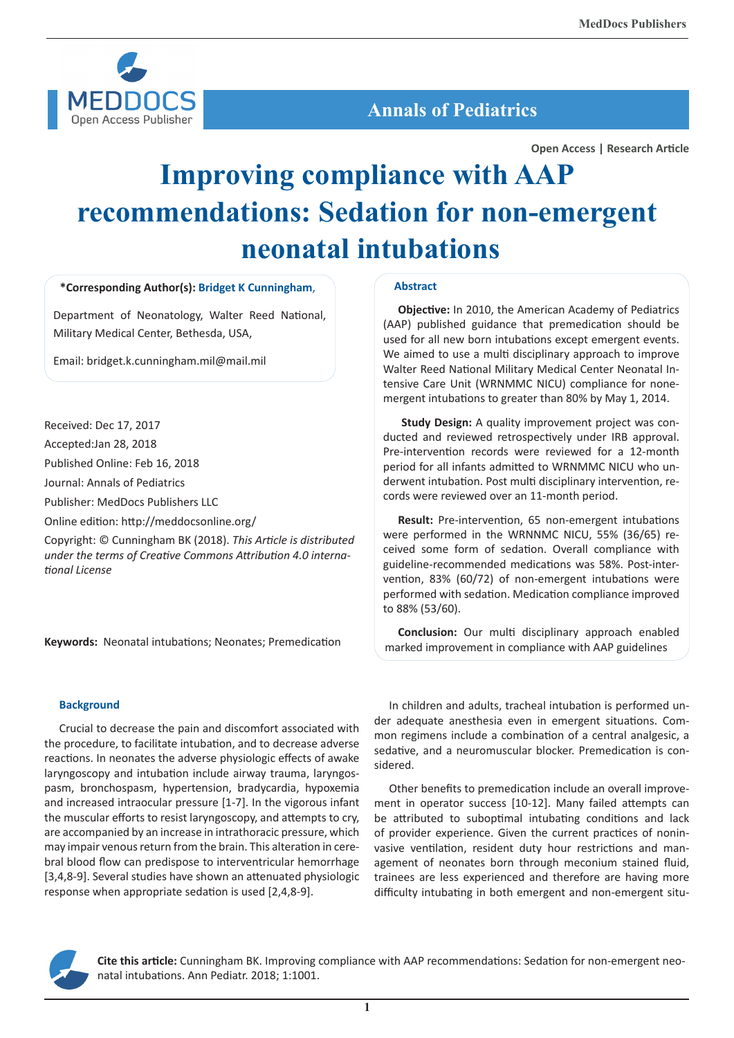# Improving compliance with AAP recommendations: Sedation for non-emergent neonatal intubations

**\*Corresponding Author(s): Bridget K Cunningham,**

Department of Neonatology, Walter Reed National, Military Medical Center, Bethesda, USA,

Email: bridget.k.cunningham.mil@mail.mil

Received: Dec 17, 2017

Accepted:Jan 28, 2018

Published Online: Feb 16, 2018

Journal: Annals of Pediatrics

Publisher: MedDocs Publishers LLC

Online edition: http://meddocsonline.org/

Copyright: © Cunningham BK (2018). *This Article is distributed under the terms of Creative Commons Attribution 4.0 international License*

**Keywords:** Neonatal intubations; Neonates; Premedication

## Abstract

**Objective:** In 2010, the American Academy of Pediatrics (AAP) published guidance that premedication should be used for all new born intubations except emergent events. We aimed to use a multi disciplinary approach to improve Walter Reed National Military Medical Center Neonatal Intensive Care Unit (WRNMMC NICU) compliance for nonemergent intubations to greater than 80% by May 1, 2014.

**Study Design:** A quality improvement project was conducted and reviewed retrospectively under IRB approval. Pre-intervention records were reviewed for a 12-month period for all infants admitted to WRNMMC NICU who underwent intubation. Post multi disciplinary intervention, records were reviewed over an 11-month period.

**Result:** Pre-intervention, 65 non-emergent intubations were performed in the WRNNMC NICU, 55% (36/65) received some form of sedation. Overall compliance with guideline-recommended medications was 58%. Post-intervention, 83% (60/72) of non-emergent intubations were performed with sedation. Medication compliance improved to 88% (53/60).

**Conclusion:** Our multi disciplinary approach enabled marked improvement in compliance with AAP guidelines

## Background

Crucial to decrease the pain and discomfort associated with the procedure, to facilitate intubation, and to decrease adverse reactions. In neonates the adverse physiologic effects of awake laryngoscopy and intubation include airway trauma, laryngospasm, bronchospasm, hypertension, bradycardia, hypoxemia and increased intraocular pressure [1-7]. In the vigorous infant the muscular efforts to resist laryngoscopy, and attempts to cry, are accompanied by an increase in intrathoracic pressure, which may impair venous return from the brain. This alteration in cerebral blood flow can predispose to interventricular hemorrhage [3,4,8-9]. Several studies have shown an attenuated physiologic response when appropriate sedation is used [2,4,8-9].

In children and adults, tracheal intubation is performed under adequate anesthesia even in emergent situations. Common regimens include a combination of a central analgesic, a sedative, and a neuromuscular blocker. Premedication is considered.

Other benefits to premedication include an overall improvement in operator success [10-12]. Many failed attempts can be attributed to suboptimal intubating conditions and lack of provider experience. Given the current practices of noninvasive ventilation, resident duty hour restrictions and management of neonates born through meconium stained fluid, trainees are less experienced and therefore are having more difficulty intubating in both emergent and non-emergent situ-

**Cite this article:** Cunningham BK. Improving compliance with AAP recommendations: Sedation for non-emergent neonatal intubations. Ann Pediatr. 2018; 1:1001.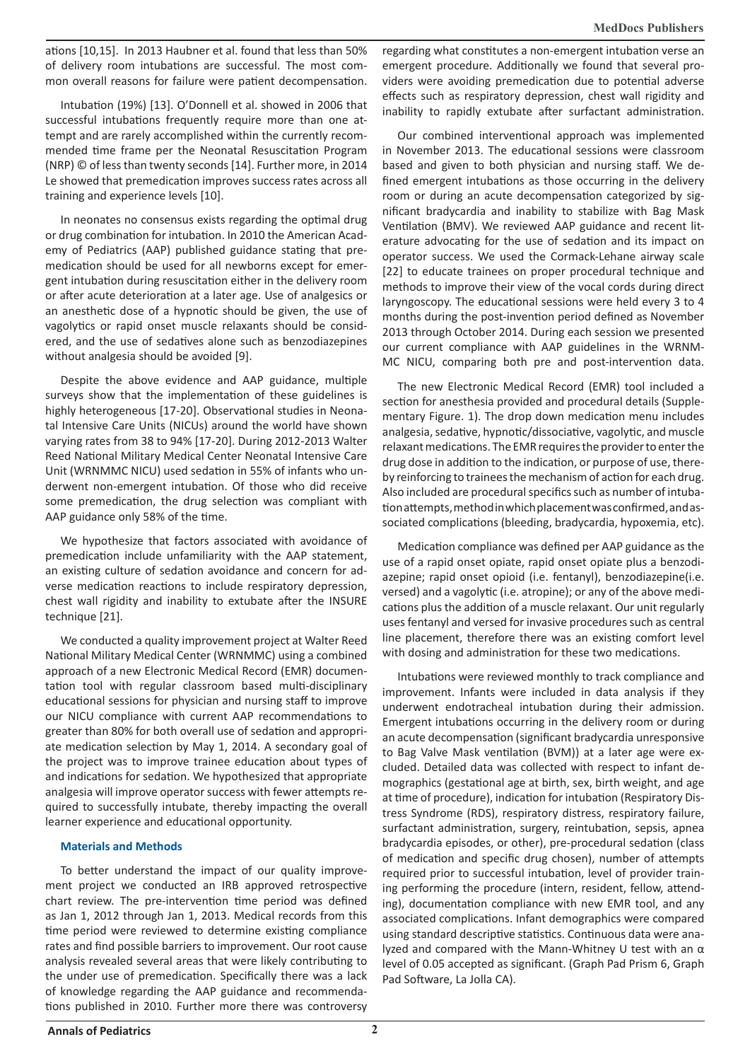ations [10,15]. In 2013 Haubner et al. found that less than 50% of delivery room intubations are successful. The most common overall reasons for failure were patient decompensation.

Intubation (19%) [13]. O'Donnell et al. showed in 2006 that successful intubations frequently require more than one attempt and are rarely accomplished within the currently recommended time frame per the Neonatal Resuscitation Program (NRP) © of less than twenty seconds [14]. Further more, in 2014 Le showed that premedication improves success rates across all training and experience levels [10].

In neonates no consensus exists regarding the optimal drug or drug combination for intubation. In 2010 the American Academy of Pediatrics (AAP) published guidance stating that premedication should be used for all newborns except for emergent intubation during resuscitation either in the delivery room or after acute deterioration at a later age. Use of analgesics or an anesthetic dose of a hypnotic should be given, the use of vagolytics or rapid onset muscle relaxants should be considered, and the use of sedatives alone such as benzodiazepines without analgesia should be avoided [9].

Despite the above evidence and AAP guidance, multiple surveys show that the implementation of these guidelines is highly heterogeneous [17-20]. Observational studies in Neonatal Intensive Care Units (NICUs) around the world have shown varying rates from 38 to 94% [17-20]. During 2012-2013 Walter Reed National Military Medical Center Neonatal Intensive Care Unit (WRNMMC NICU) used sedation in 55% of infants who underwent non-emergent intubation. Of those who did receive some premedication, the drug selection was compliant with AAP guidance only 58% of the time.

We hypothesize that factors associated with avoidance of premedication include unfamiliarity with the AAP statement, an existing culture of sedation avoidance and concern for adverse medication reactions to include respiratory depression, chest wall rigidity and inability to extubate after the INSURE technique [21].

We conducted a quality improvement project at Walter Reed National Military Medical Center (WRNMMC) using a combined approach of a new Electronic Medical Record (EMR) documentation tool with regular classroom based multi-disciplinary educational sessions for physician and nursing staff to improve our NICU compliance with current AAP recommendations to greater than 80% for both overall use of sedation and appropriate medication selection by May 1, 2014. A secondary goal of the project was to improve trainee education about types of and indications for sedation. We hypothesized that appropriate analgesia will improve operator success with fewer attempts required to successfully intubate, thereby impacting the overall learner experience and educational opportunity.

## Materials and Methods

To better understand the impact of our quality improvement project we conducted an IRB approved retrospective chart review. The pre-intervention time period was defined as Jan 1, 2012 through Jan 1, 2013. Medical records from this time period were reviewed to determine existing compliance rates and find possible barriers to improvement. Our root cause analysis revealed several areas that were likely contributing to the under use of premedication. Specifically there was a lack of knowledge regarding the AAP guidance and recommendations published in 2010. Further more there was controversy regarding what constitutes a non-emergent intubation verse an emergent procedure. Additionally we found that several providers were avoiding premedication due to potential adverse effects such as respiratory depression, chest wall rigidity and inability to rapidly extubate after surfactant administration.

Our combined interventional approach was implemented in November 2013. The educational sessions were classroom based and given to both physician and nursing staff. We defined emergent intubations as those occurring in the delivery room or during an acute decompensation categorized by significant bradycardia and inability to stabilize with Bag Mask Ventilation (BMV). We reviewed AAP guidance and recent literature advocating for the use of sedation and its impact on operator success. We used the Cormack-Lehane airway scale [22] to educate trainees on proper procedural technique and methods to improve their view of the vocal cords during direct laryngoscopy. The educational sessions were held every 3 to 4 months during the post-invention period defined as November 2013 through October 2014. During each session we presented our current compliance with AAP guidelines in the WRNMMC NICU, comparing both pre and post-intervention data.

The new Electronic Medical Record (EMR) tool included a section for anesthesia provided and procedural details (Supplementary Figure. 1). The drop down medication menu includes analgesia, sedative, hypnotic/dissociative, vagolytic, and muscle relaxant medications. The EMR requires the provider to enter the drug dose in addition to the indication, or purpose of use, thereby reinforcing to trainees the mechanism of action for each drug. Also included are procedural specifics such as number of intubation attempts, method in which placement was confirmed, and associated complications (bleeding, bradycardia, hypoxemia, etc).

Medication compliance was defined per AAP guidance as the use of a rapid onset opiate, rapid onset opiate plus a benzodiazepine; rapid onset opioid (i.e. fentanyl), benzodiazepine(i.e. versed) and a vagolytic (i.e. atropine); or any of the above medications plus the addition of a muscle relaxant. Our unit regularly uses fentanyl and versed for invasive procedures such as central line placement, therefore there was an existing comfort level with dosing and administration for these two medications.

Intubations were reviewed monthly to track compliance and improvement. Infants were included in data analysis if they underwent endotracheal intubation during their admission. Emergent intubations occurring in the delivery room or during an acute decompensation (significant bradycardia unresponsive to Bag Valve Mask ventilation (BVM)) at a later age were excluded. Detailed data was collected with respect to infant demographics (gestational age at birth, sex, birth weight, and age at time of procedure), indication for intubation (Respiratory Distress Syndrome (RDS), respiratory distress, respiratory failure, surfactant administration, surgery, reintubation, sepsis, apnea bradycardia episodes, or other), pre-procedural sedation (class of medication and specific drug chosen), number of attempts required prior to successful intubation, level of provider training performing the procedure (intern, resident, fellow, attending), documentation compliance with new EMR tool, and any associated complications. Infant demographics were compared using standard descriptive statistics. Continuous data were analyzed and compared with the Mann-Whitney U test with an $\alpha$ level of 0.05 accepted as significant. (Graph Pad Prism 6, Graph Pad Software, La Jolla CA).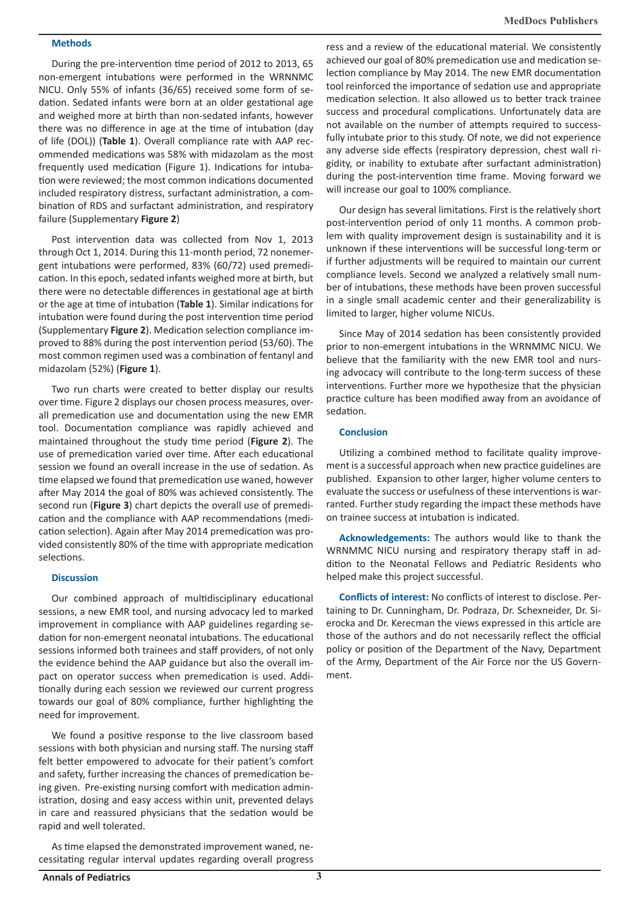## Methods

During the pre-intervention time period of 2012 to 2013, 65 non-emergent intubations were performed in the WRNNMC NICU. Only 55% of infants (36/65) received some form of sedation. Sedated infants were born at an older gestational age and weighed more at birth than non-sedated infants, however there was no difference in age at the time of intubation (day of life (DOL)) (**Table 1**). Overall compliance rate with AAP recommended medications was 58% with midazolam as the most frequently used medication (Figure 1). Indications for intubation were reviewed; the most common indications documented included respiratory distress, surfactant administration, a combination of RDS and surfactant administration, and respiratory failure (Supplementary **Figure 2**)

Post intervention data was collected from Nov 1, 2013 through Oct 1, 2014. During this 11-month period, 72 nonemergent intubations were performed, 83% (60/72) used premedication. In this epoch, sedated infants weighed more at birth, but there were no detectable differences in gestational age at birth or the age at time of intubation (**Table 1**). Similar indications for intubation were found during the post intervention time period (Supplementary **Figure 2**). Medication selection compliance improved to 88% during the post intervention period (53/60). The most common regimen used was a combination of fentanyl and midazolam (52%) (**Figure 1**).

Two run charts were created to better display our results over time. Figure 2 displays our chosen process measures, overall premedication use and documentation using the new EMR tool. Documentation compliance was rapidly achieved and maintained throughout the study time period (**Figure 2**). The use of premedication varied over time. After each educational session we found an overall increase in the use of sedation. As time elapsed we found that premedication use waned, however after May 2014 the goal of 80% was achieved consistently. The second run (**Figure 3**) chart depicts the overall use of premedication and the compliance with AAP recommendations (medication selection). Again after May 2014 premedication was provided consistently 80% of the time with appropriate medication selections.

## Discussion

Our combined approach of multidisciplinary educational sessions, a new EMR tool, and nursing advocacy led to marked improvement in compliance with AAP guidelines regarding sedation for non-emergent neonatal intubations. The educational sessions informed both trainees and staff providers, of not only the evidence behind the AAP guidance but also the overall impact on operator success when premedication is used. Additionally during each session we reviewed our current progress towards our goal of 80% compliance, further highlighting the need for improvement.

We found a positive response to the live classroom based sessions with both physician and nursing staff. The nursing staff felt better empowered to advocate for their patient's comfort and safety, further increasing the chances of premedication being given. Pre-existing nursing comfort with medication administration, dosing and easy access within unit, prevented delays in care and reassured physicians that the sedation would be rapid and well tolerated.

As time elapsed the demonstrated improvement waned, necessitating regular interval updates regarding overall progress and a review of the educational material. We consistently achieved our goal of 80% premedication use and medication selection compliance by May 2014. The new EMR documentation tool reinforced the importance of sedation use and appropriate medication selection. It also allowed us to better track trainee success and procedural complications. Unfortunately data are not available on the number of attempts required to successfully intubate prior to this study. Of note, we did not experience any adverse side effects (respiratory depression, chest wall rigidity, or inability to extubate after surfactant administration) during the post-intervention time frame. Moving forward we will increase our goal to 100% compliance.

Our design has several limitations. First is the relatively short post-intervention period of only 11 months. A common problem with quality improvement design is sustainability and it is unknown if these interventions will be successful long-term or if further adjustments will be required to maintain our current compliance levels. Second we analyzed a relatively small number of intubations, these methods have been proven successful in a single small academic center and their generalizability is limited to larger, higher volume NICUs.

Since May of 2014 sedation has been consistently provided prior to non-emergent intubations in the WRNMMC NICU. We believe that the familiarity with the new EMR tool and nursing advocacy will contribute to the long-term success of these interventions. Further more we hypothesize that the physician practice culture has been modified away from an avoidance of sedation.

## Conclusion

Utilizing a combined method to facilitate quality improvement is a successful approach when new practice guidelines are published. Expansion to other larger, higher volume centers to evaluate the success or usefulness of these interventions is warranted. Further study regarding the impact these methods have on trainee success at intubation is indicated.

**Acknowledgements:** The authors would like to thank the WRNMMC NICU nursing and respiratory therapy staff in addition to the Neonatal Fellows and Pediatric Residents who helped make this project successful.

**Conflicts of interest:** No conflicts of interest to disclose. Pertaining to Dr. Cunningham, Dr. Podraza, Dr. Schexneider, Dr. Sierocka and Dr. Kerecman the views expressed in this article are those of the authors and do not necessarily reflect the official policy or position of the Department of the Navy, Department of the Army, Department of the Air Force nor the US Government.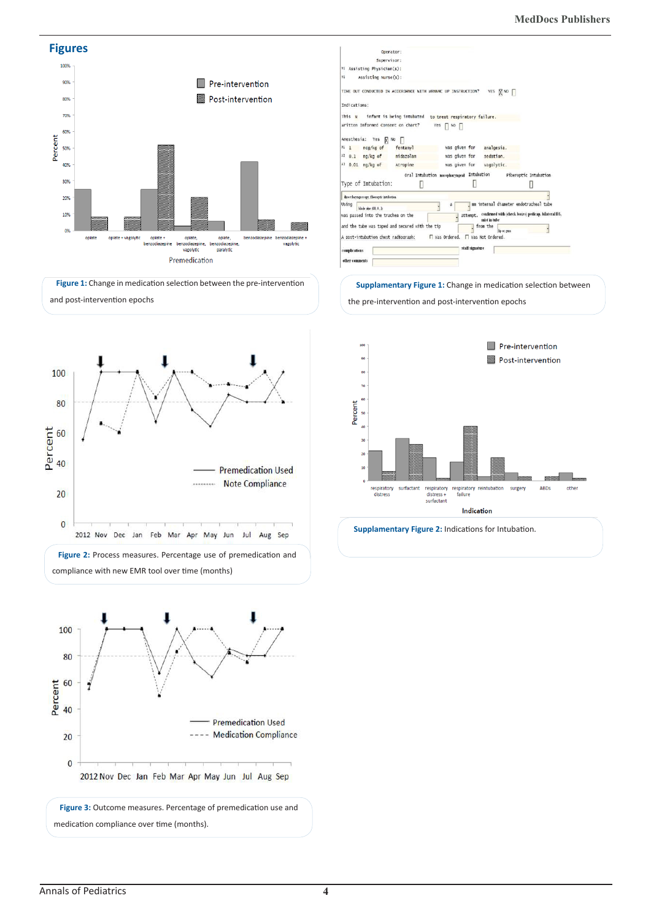## Figures

Figure 1: Change in medication selection between the pre-intervention and post-intervention epochs

Supplamentary Figure 1: Change in medication selection between the pre-intervention and post-intervention epochs

Figure 2: Process measures. Percentage use of premedication and compliance with new EMR tool over time (months)

Supplamentary Figure 2: Indications for Intubation.

Figure 3: Outcome measures. Percentage of premedication use and medication compliance over time (months).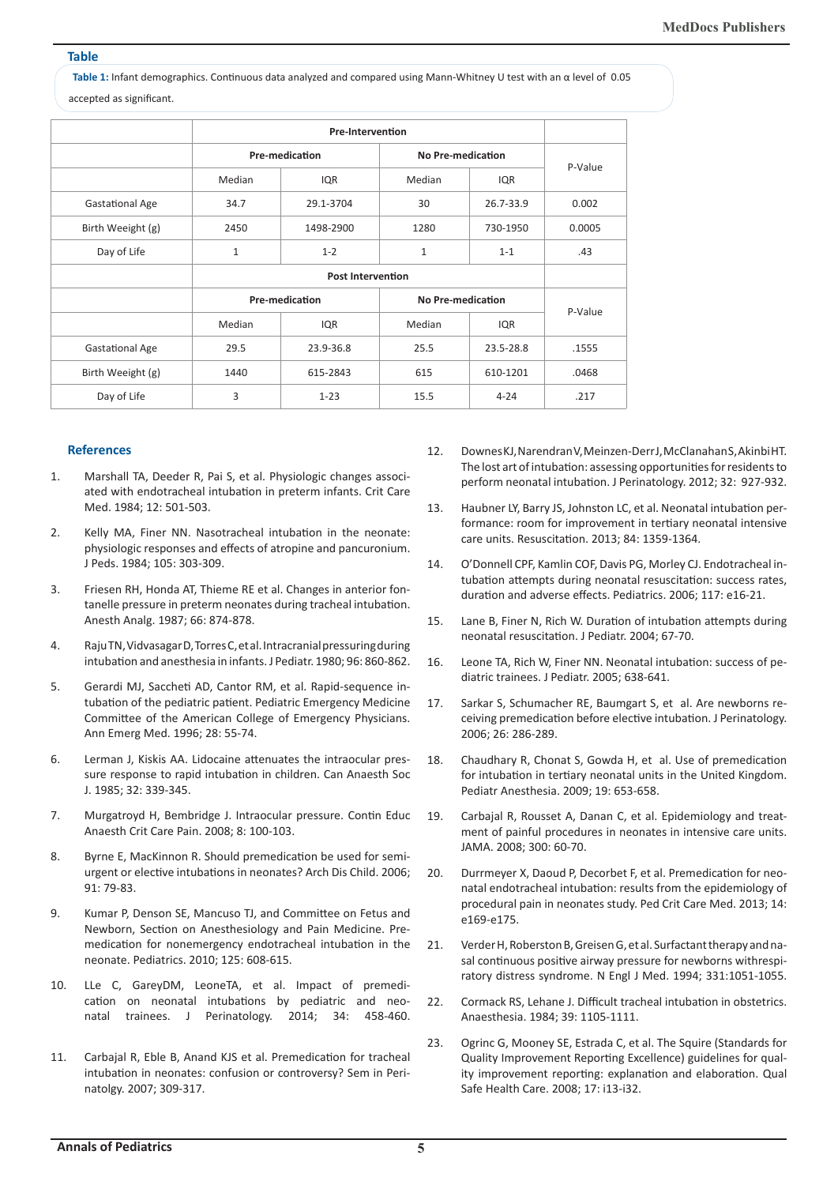## Table

**Table 1:** Infant demographics. Continuous data analyzed and compared using Mann-Whitney U test with an α level of 0.05 accepted as significant.

| | Pre-Intervention | | | | |
|---|---|---|---|---|---|
| | Pre-medication | | No Pre-medication | | P-Value |
| | Median | IQR | Median | IQR | |
| Gastational Age | 34.7 | 29.1-3704 | 30 | 26.7-33.9 | 0.002 |
| Birth Weeight (g) | 2450 | 1498-2900 | 1280 | 730-1950 | 0.0005 |
| Day of Life | 1 | 1-2 | 1 | 1-1 | .43 |
| | Post Intervention | | | | |
| | Pre-medication | | No Pre-medication | | P-Value |
| | Median | IQR | Median | IQR | |
| Gastational Age | 29.5 | 23.9-36.8 | 25.5 | 23.5-28.8 | .1555 |
| Birth Weeight (g) | 1440 | 615-2843 | 615 | 610-1201 | .0468 |
| Day of Life | 3 | 1-23 | 15.5 | 4-24 | .217 |

## References

1. Marshall TA, Deeder R, Pai S, et al. Physiologic changes associated with endotracheal intubation in preterm infants. Crit Care Med. 1984; 12: 501-503.
2. Kelly MA, Finer NN. Nasotracheal intubation in the neonate: physiologic responses and effects of atropine and pancuronium. J Peds. 1984; 105: 303-309.
3. Friesen RH, Honda AT, Thieme RE et al. Changes in anterior fontanelle pressure in preterm neonates during tracheal intubation. Anesth Analg. 1987; 66: 874-878.
4. Raju TN, Vidvasagar D, Torres C, et al. Intracranial pressuring during intubation and anesthesia in infants. J Pediatr. 1980; 96: 860-862.
5. Gerardi MJ, Saccheti AD, Cantor RM, et al. Rapid-sequence intubation of the pediatric patient. Pediatric Emergency Medicine Committee of the American College of Emergency Physicians. Ann Emerg Med. 1996; 28: 55-74.
6. Lerman J, Kiskis AA. Lidocaine attenuates the intraocular pressure response to rapid intubation in children. Can Anaesth Soc J. 1985; 32: 339-345.
7. Murgatroyd H, Bembridge J. Intraocular pressure. Contin Educ Anaesth Crit Care Pain. 2008; 8: 100-103.
8. Byrne E, MacKinnon R. Should premedication be used for semi-urgent or elective intubations in neonates? Arch Dis Child. 2006; 91: 79-83.
9. Kumar P, Denson SE, Mancuso TJ, and Committee on Fetus and Newborn, Section on Anesthesiology and Pain Medicine. Premedication for nonemergency endotracheal intubation in the neonate. Pediatrics. 2010; 125: 608-615.
10. LLe C, GareyDM, LeoneTA, et al. Impact of premedication on neonatal intubations by pediatric and neonatal trainees. J Perinatology. 2014; 34: 458-460.
11. Carbajal R, Eble B, Anand KJS et al. Premedication for tracheal intubation in neonates: confusion or controversy? Sem in Perinatolgy. 2007; 309-317.
12. Downes KJ, Narendran V, Meinzen-Derr J, McClanahan S, Akinbi HT. The lost art of intubation: assessing opportunities for residents to perform neonatal intubation. J Perinatology. 2012; 32: 927-932.
13. Haubner LY, Barry JS, Johnston LC, et al. Neonatal intubation performance: room for improvement in tertiary neonatal intensive care units. Resuscitation. 2013; 84: 1359-1364.
14. O'Donnell CPF, Kamlin COF, Davis PG, Morley CJ. Endotracheal intubation attempts during neonatal resuscitation: success rates, duration and adverse effects. Pediatrics. 2006; 117: e16-21.
15. Lane B, Finer N, Rich W. Duration of intubation attempts during neonatal resuscitation. J Pediatr. 2004; 67-70.
16. Leone TA, Rich W, Finer NN. Neonatal intubation: success of pediatric trainees. J Pediatr. 2005; 638-641.
17. Sarkar S, Schumacher RE, Baumgart S, et al. Are newborns receiving premedication before elective intubation. J Perinatology. 2006; 26: 286-289.
18. Chaudhary R, Chonat S, Gowda H, et al. Use of premedication for intubation in tertiary neonatal units in the United Kingdom. Pediatr Anesthesia. 2009; 19: 653-658.
19. Carbajal R, Rousset A, Danan C, et al. Epidemiology and treatment of painful procedures in neonates in intensive care units. JAMA. 2008; 300: 60-70.
20. Durrmeyer X, Daoud P, Decorbet F, et al. Premedication for neonatal endotracheal intubation: results from the epidemiology of procedural pain in neonates study. Ped Crit Care Med. 2013; 14: e169-e175.
21. Verder H, Roberston B, Greisen G, et al. Surfactant therapy and nasal continuous positive airway pressure for newborns withrespiratory distress syndrome. N Engl J Med. 1994; 331:1051-1055.
22. Cormack RS, Lehane J. Difficult tracheal intubation in obstetrics. Anaesthesia. 1984; 39: 1105-1111.
23. Ogrinc G, Mooney SE, Estrada C, et al. The Squire (Standards for Quality Improvement Reporting Excellence) guidelines for quality improvement reporting: explanation and elaboration. Qual Safe Health Care. 2008; 17: i13-i32.